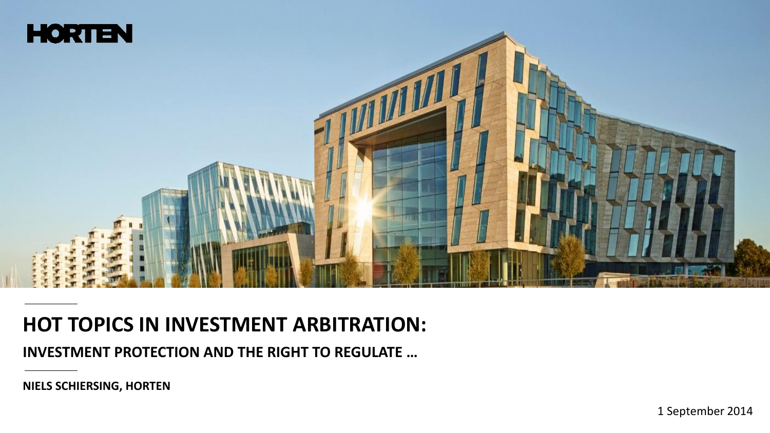HORTEN

# HOT TOPICS IN INVESTMENT ARBITRATION:

## INVESTMENT PROTECTION AND THE RIGHT TO REGULATE …

**NIELS SCHIERSING, HORTEN**

1 September 2014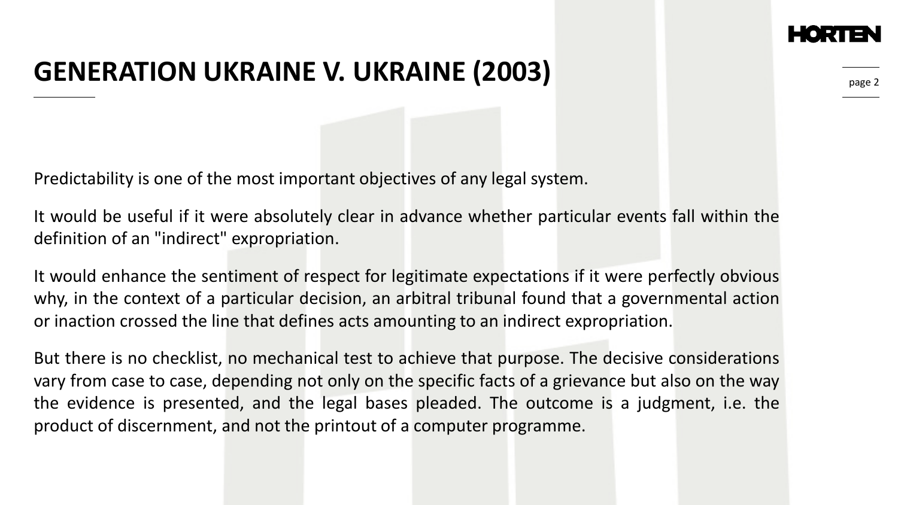# GENERATION UKRAINE V. UKRAINE (2003)

Predictability is one of the most important objectives of any legal system.

It would be useful if it were absolutely clear in advance whether particular events fall within the definition of an "indirect" expropriation.

It would enhance the sentiment of respect for legitimate expectations if it were perfectly obvious why, in the context of a particular decision, an arbitral tribunal found that a governmental action or inaction crossed the line that defines acts amounting to an indirect expropriation.

But there is no checklist, no mechanical test to achieve that purpose. The decisive considerations vary from case to case, depending not only on the specific facts of a grievance but also on the way the evidence is presented, and the legal bases pleaded. The outcome is a judgment, i.e. the product of discernment, and not the printout of a computer programme.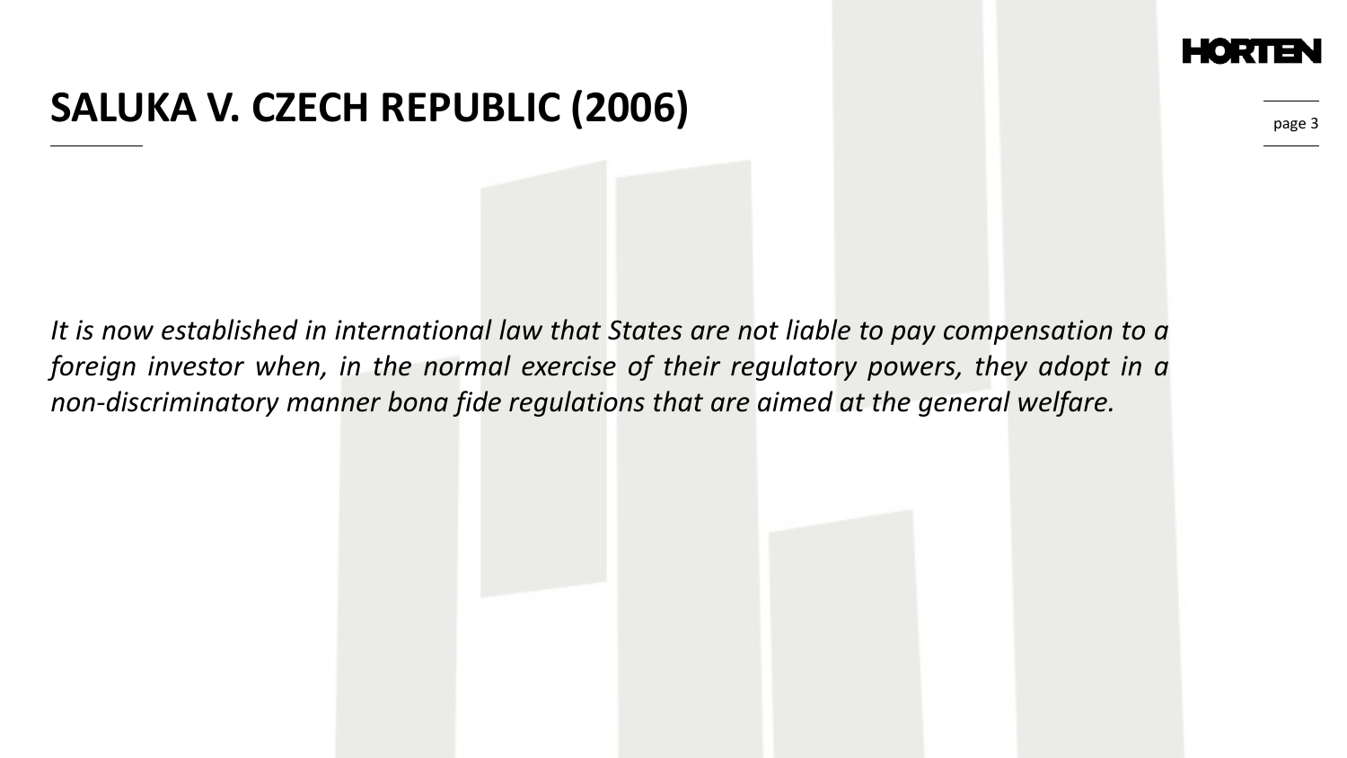# SALUKA V. CZECH REPUBLIC (2006)

*It is now established in international law that States are not liable to pay compensation to a foreign investor when, in the normal exercise of their regulatory powers, they adopt in a non-discriminatory manner bona fide regulations that are aimed at the general welfare.*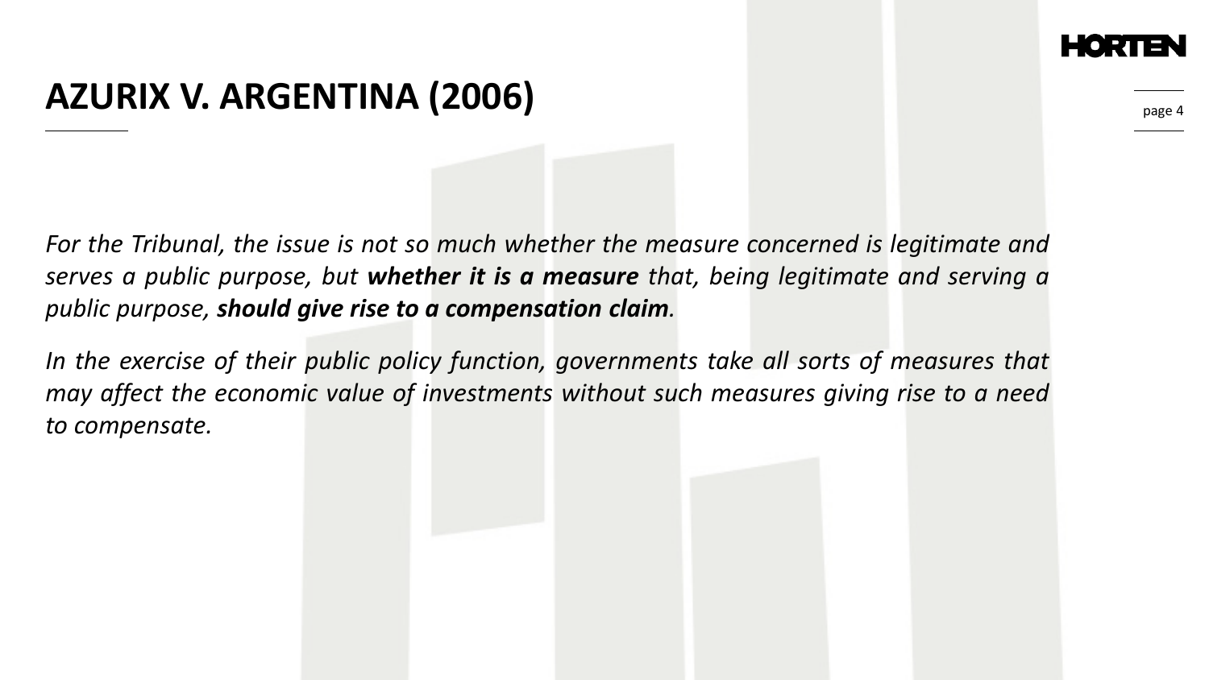# AZURIX V. ARGENTINA (2006)

*For the Tribunal, the issue is not so much whether the measure concerned is legitimate and serves a public purpose, but **whether it is a measure** that, being legitimate and serving a public purpose, **should give rise to a compensation claim**.*

*In the exercise of their public policy function, governments take all sorts of measures that may affect the economic value of investments without such measures giving rise to a need to compensate.*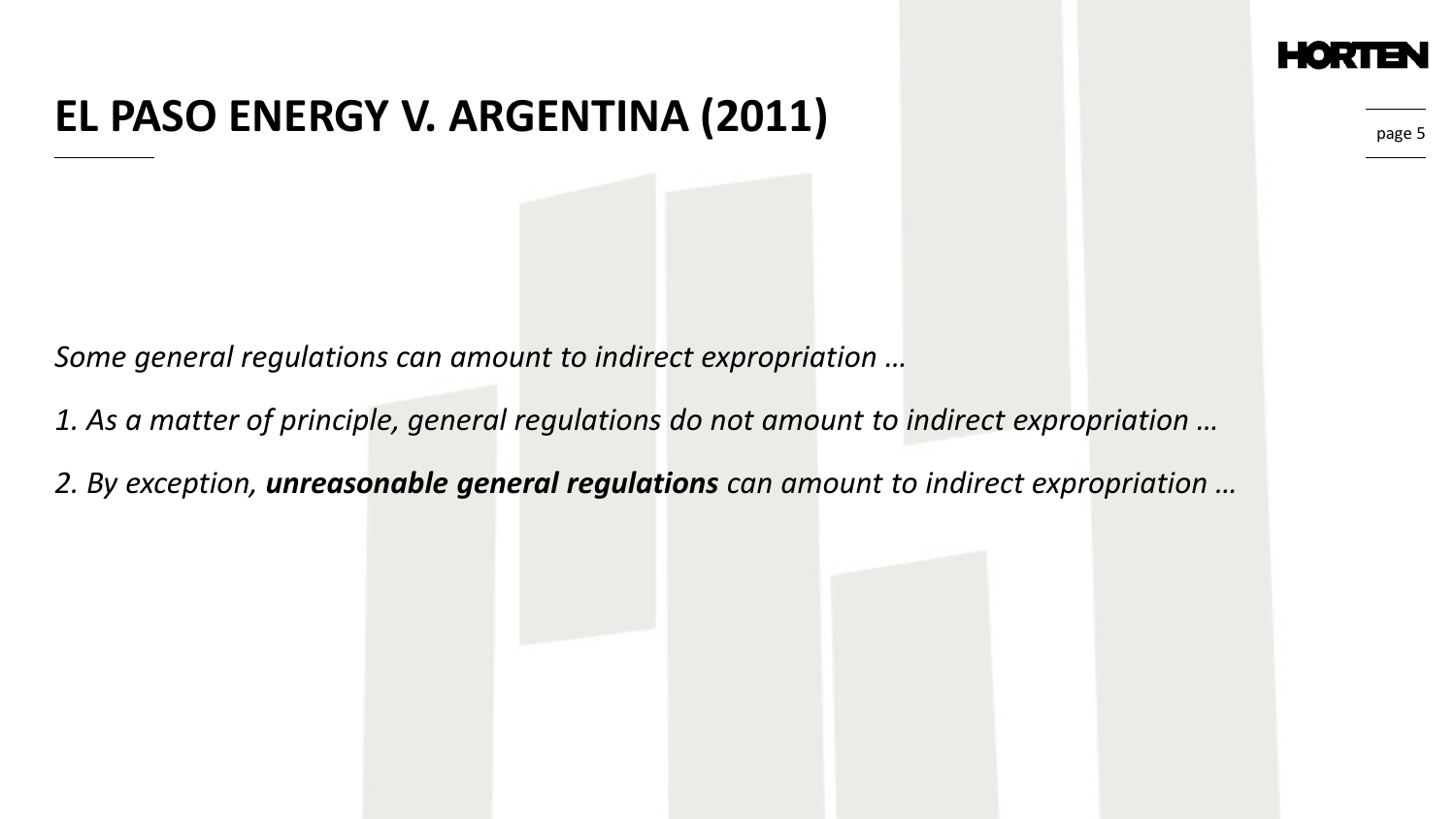# EL PASO ENERGY V. ARGENTINA (2011)

*Some general regulations can amount to indirect expropriation …*

*1. As a matter of principle, general regulations do not amount to indirect expropriation …*

*2. By exception, **unreasonable general regulations** can amount to indirect expropriation …*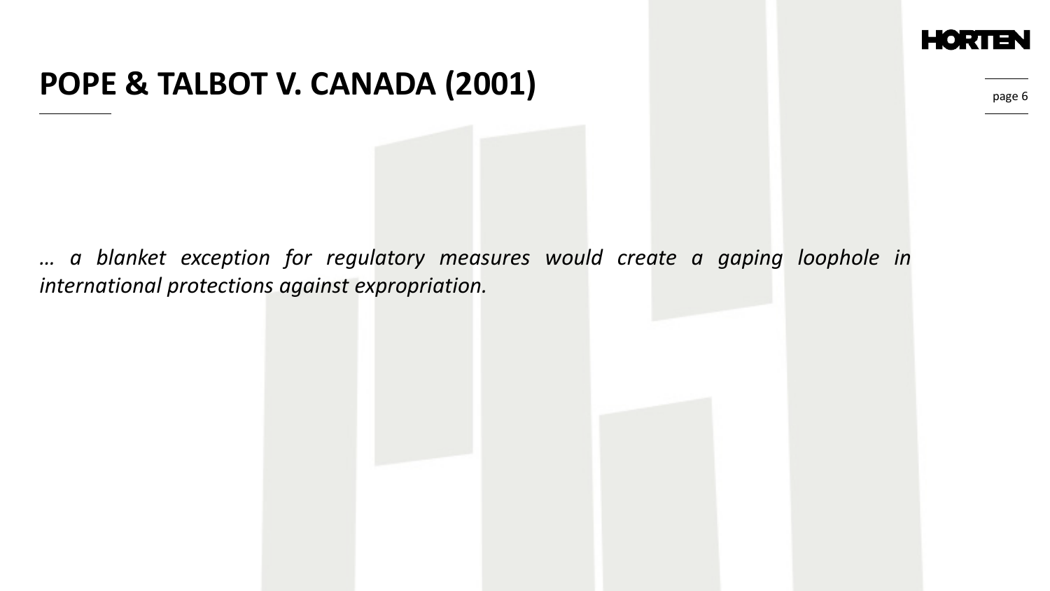# POPE & TALBOT V. CANADA (2001)

*… a blanket exception for regulatory measures would create a gaping loophole in international protections against expropriation.*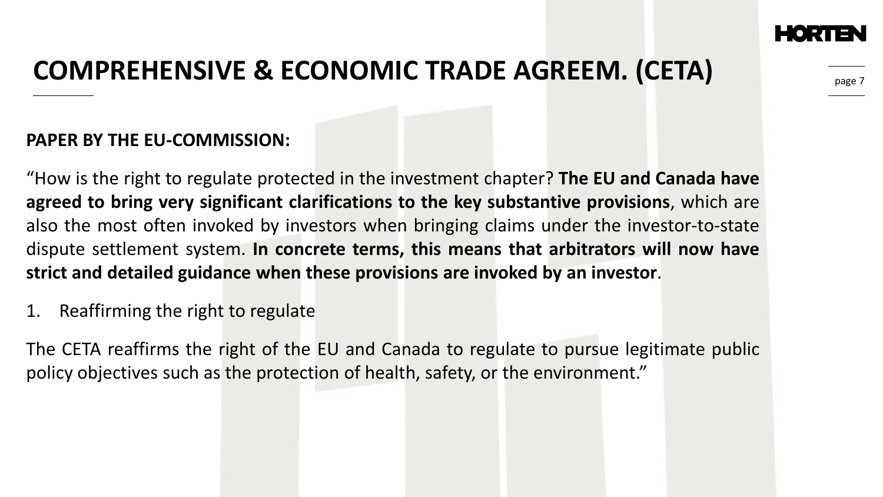# COMPREHENSIVE & ECONOMIC TRADE AGREEM. (CETA)

**PAPER BY THE EU-COMMISSION:**

"How is the right to regulate protected in the investment chapter? **The EU and Canada have agreed to bring very significant clarifications to the key substantive provisions**, which are also the most often invoked by investors when bringing claims under the investor-to-state dispute settlement system. **In concrete terms, this means that arbitrators will now have strict and detailed guidance when these provisions are invoked by an investor**.

1. Reaffirming the right to regulate

The CETA reaffirms the right of the EU and Canada to regulate to pursue legitimate public policy objectives such as the protection of health, safety, or the environment."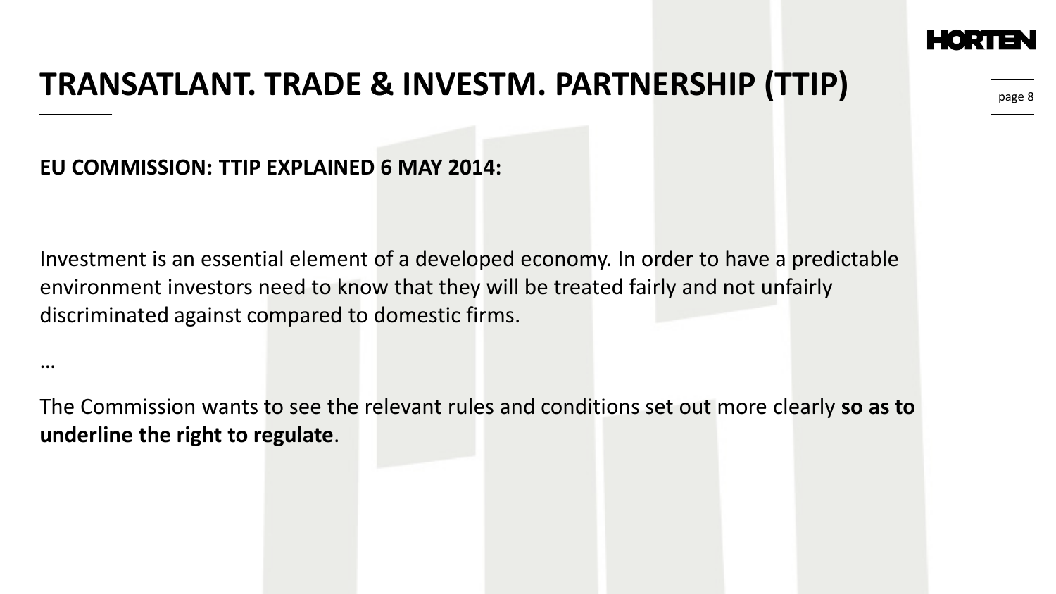# TRANSATLANT. TRADE & INVESTM. PARTNERSHIP (TTIP)

**EU COMMISSION: TTIP EXPLAINED 6 MAY 2014:**

Investment is an essential element of a developed economy. In order to have a predictable environment investors need to know that they will be treated fairly and not unfairly discriminated against compared to domestic firms.

…

The Commission wants to see the relevant rules and conditions set out more clearly **so as to underline the right to regulate**.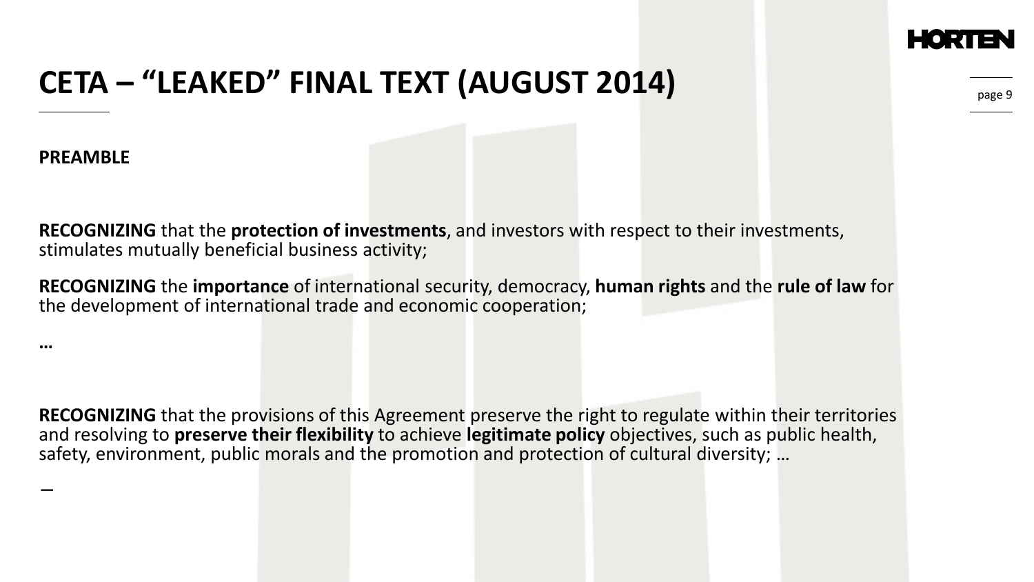# CETA – "LEAKED" FINAL TEXT (AUGUST 2014)

**PREAMBLE**

**RECOGNIZING** that the **protection of investments**, and investors with respect to their investments, stimulates mutually beneficial business activity;

**RECOGNIZING** the **importance** of international security, democracy, **human rights** and the **rule of law** for the development of international trade and economic cooperation;

…

**RECOGNIZING** that the provisions of this Agreement preserve the right to regulate within their territories and resolving to **preserve their flexibility** to achieve **legitimate policy** objectives, such as public health, safety, environment, public morals and the promotion and protection of cultural diversity; …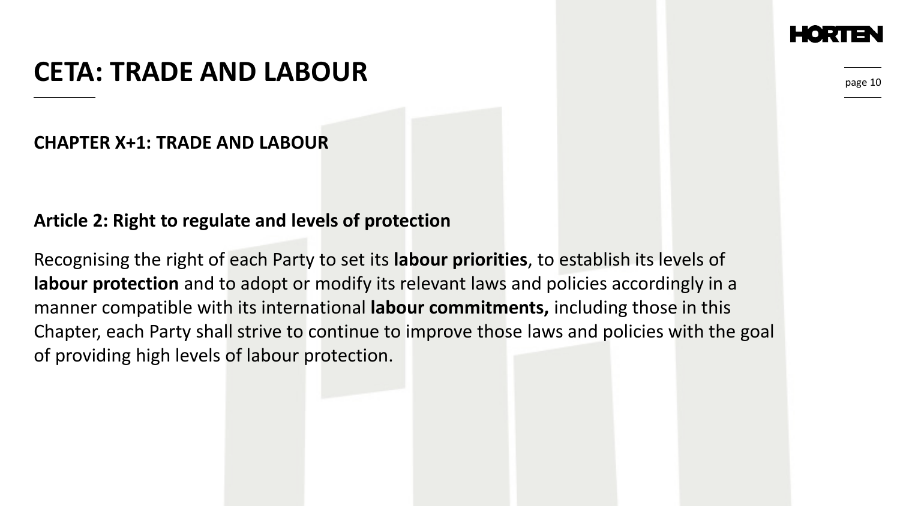# CETA: TRADE AND LABOUR

**CHAPTER X+1: TRADE AND LABOUR**

**Article 2: Right to regulate and levels of protection**

Recognising the right of each Party to set its **labour priorities**, to establish its levels of **labour protection** and to adopt or modify its relevant laws and policies accordingly in a manner compatible with its international **labour commitments,** including those in this Chapter, each Party shall strive to continue to improve those laws and policies with the goal of providing high levels of labour protection.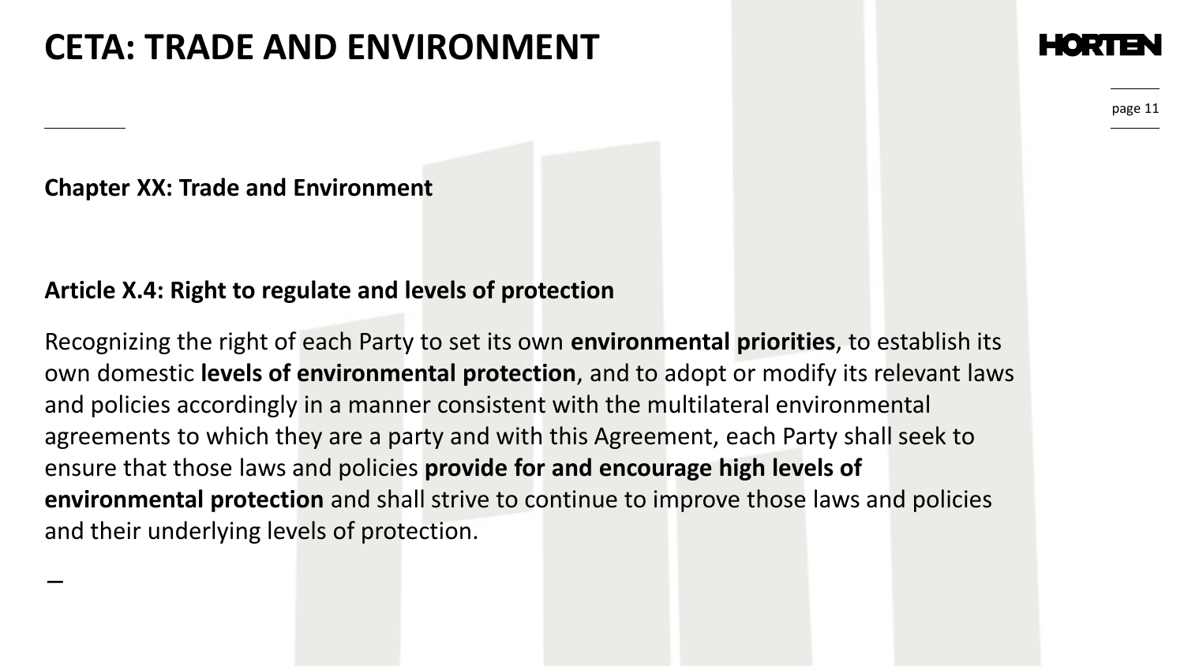# CETA: TRADE AND ENVIRONMENT

**Chapter XX: Trade and Environment**

**Article X.4: Right to regulate and levels of protection**

Recognizing the right of each Party to set its own **environmental priorities**, to establish its own domestic **levels of environmental protection**, and to adopt or modify its relevant laws and policies accordingly in a manner consistent with the multilateral environmental agreements to which they are a party and with this Agreement, each Party shall seek to ensure that those laws and policies **provide for and encourage high levels of environmental protection** and shall strive to continue to improve those laws and policies and their underlying levels of protection.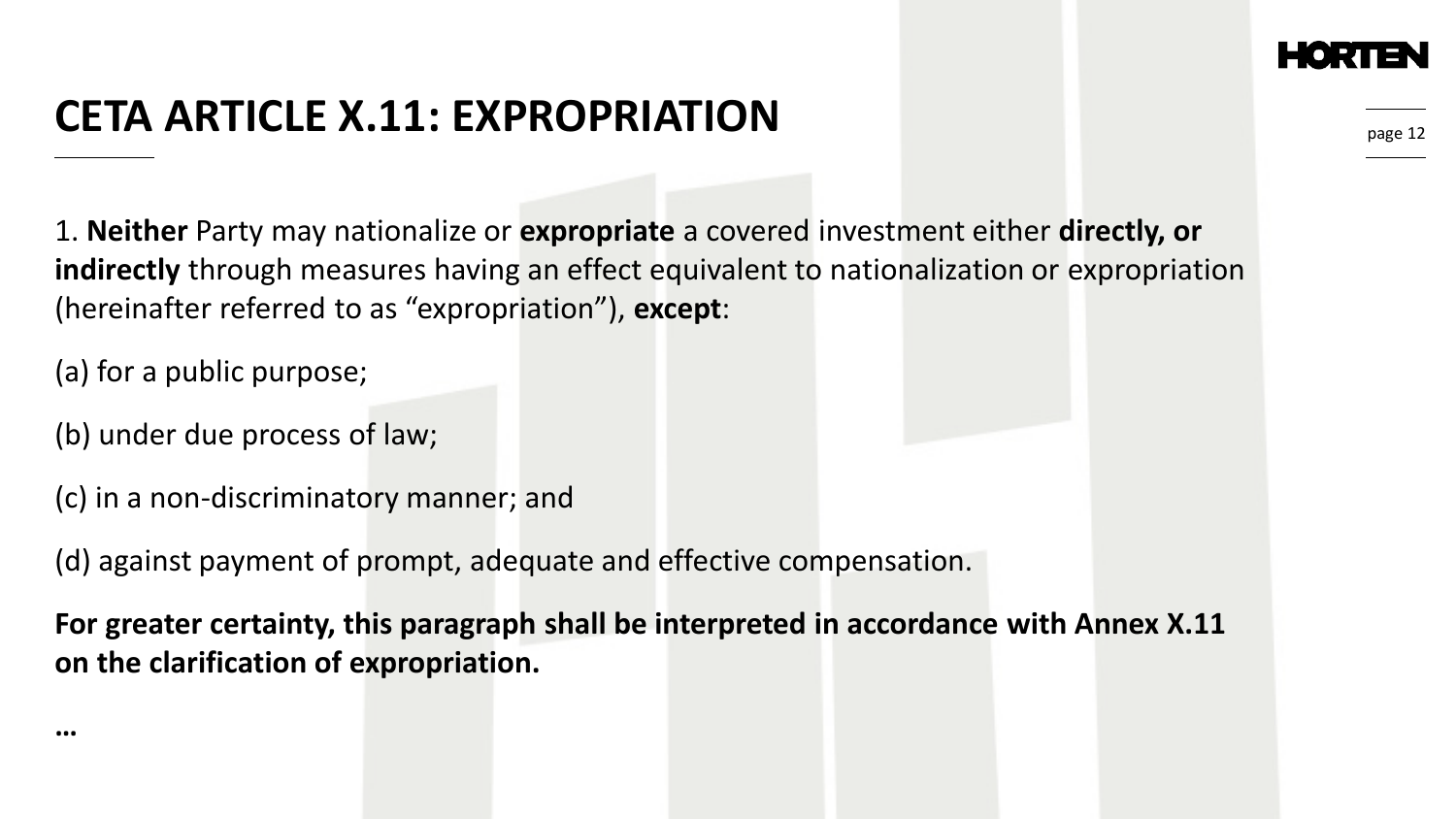# CETA ARTICLE X.11: EXPROPRIATION

1. **Neither** Party may nationalize or **expropriate** a covered investment either **directly, or indirectly** through measures having an effect equivalent to nationalization or expropriation (hereinafter referred to as “expropriation”), **except**:

(a) for a public purpose;

(b) under due process of law;

(c) in a non-discriminatory manner; and

(d) against payment of prompt, adequate and effective compensation.

**For greater certainty, this paragraph shall be interpreted in accordance with Annex X.11 on the clarification of expropriation.**

**…**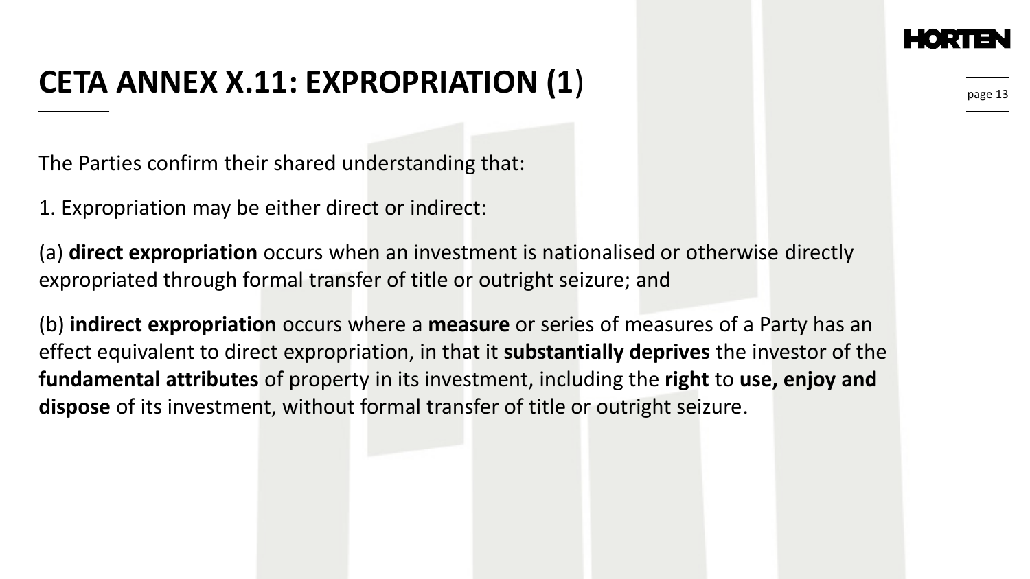# CETA ANNEX X.11: EXPROPRIATION (1)

The Parties confirm their shared understanding that:

1. Expropriation may be either direct or indirect:

(a) **direct expropriation** occurs when an investment is nationalised or otherwise directly expropriated through formal transfer of title or outright seizure; and

(b) **indirect expropriation** occurs where a **measure** or series of measures of a Party has an effect equivalent to direct expropriation, in that it **substantially deprives** the investor of the **fundamental attributes** of property in its investment, including the **right** to **use, enjoy and dispose** of its investment, without formal transfer of title or outright seizure.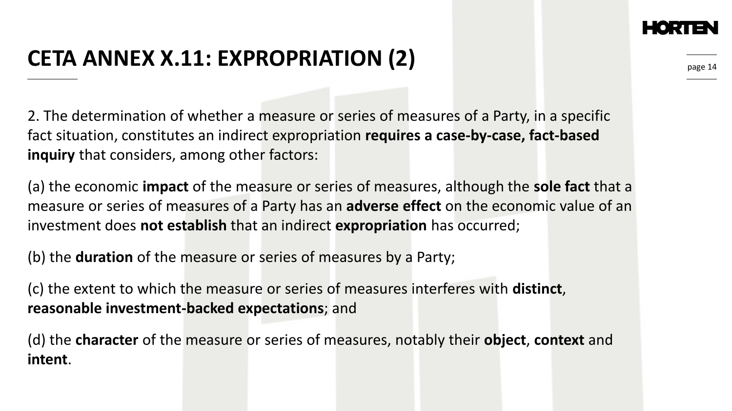# CETA ANNEX X.11: EXPROPRIATION (2)

2. The determination of whether a measure or series of measures of a Party, in a specific fact situation, constitutes an indirect expropriation **requires a case-by-case, fact-based inquiry** that considers, among other factors:

(a) the economic **impact** of the measure or series of measures, although the **sole fact** that a measure or series of measures of a Party has an **adverse effect** on the economic value of an investment does **not establish** that an indirect **expropriation** has occurred;

(b) the **duration** of the measure or series of measures by a Party;

(c) the extent to which the measure or series of measures interferes with **distinct**, **reasonable investment-backed expectations**; and

(d) the **character** of the measure or series of measures, notably their **object**, **context** and **intent**.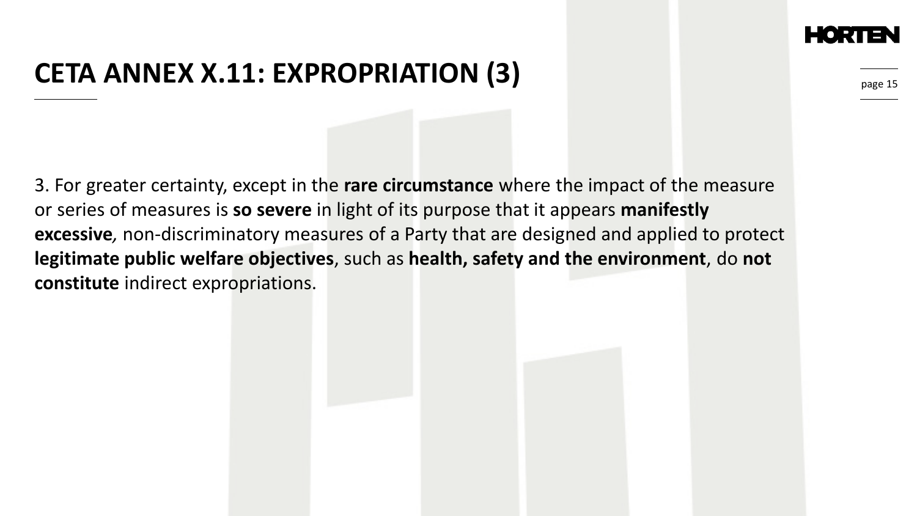# CETA ANNEX X.11: EXPROPRIATION (3)

3. For greater certainty, except in the **rare circumstance** where the impact of the measure or series of measures is **so severe** in light of its purpose that it appears **manifestly excessive**, non-discriminatory measures of a Party that are designed and applied to protect **legitimate public welfare objectives**, such as **health, safety and the environment**, do **not constitute** indirect expropriations.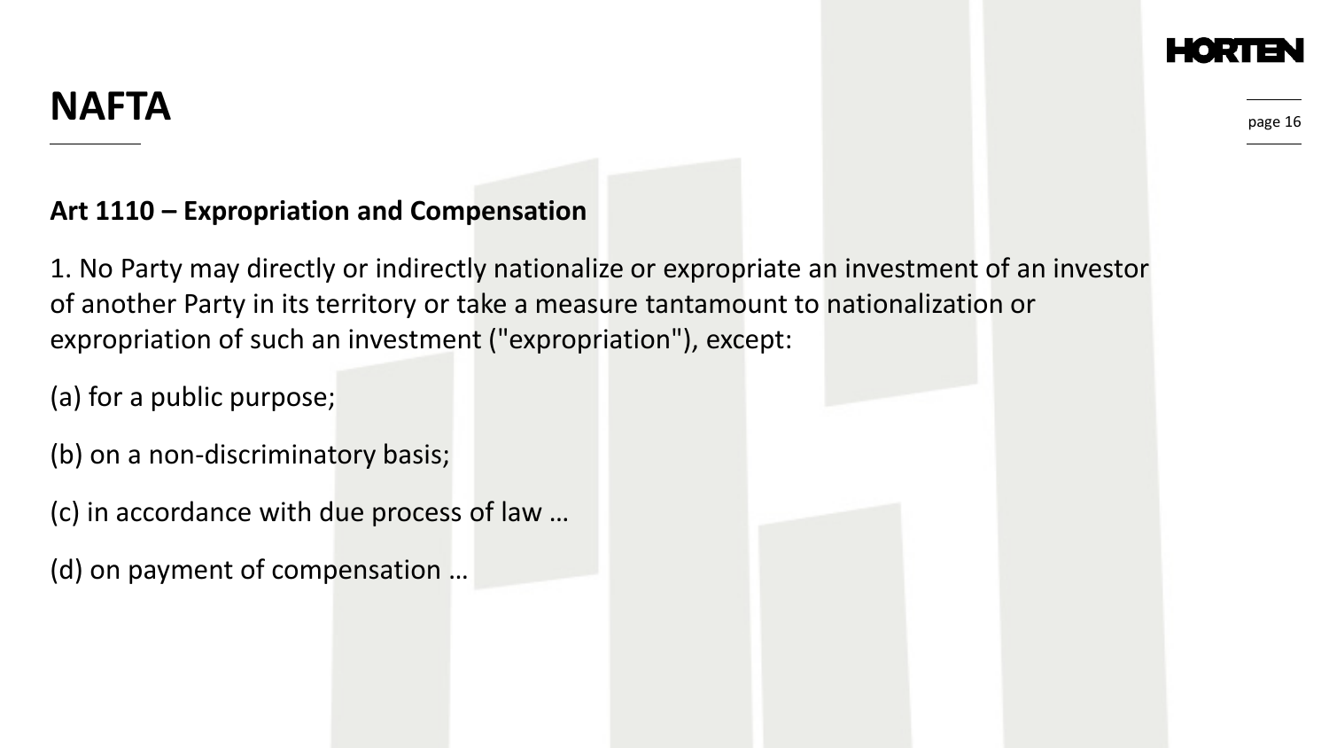# NAFTA

**Art 1110 – Expropriation and Compensation**

1. No Party may directly or indirectly nationalize or expropriate an investment of an investor of another Party in its territory or take a measure tantamount to nationalization or expropriation of such an investment ("expropriation"), except:

(a) for a public purpose;

(b) on a non-discriminatory basis;

(c) in accordance with due process of law …

(d) on payment of compensation …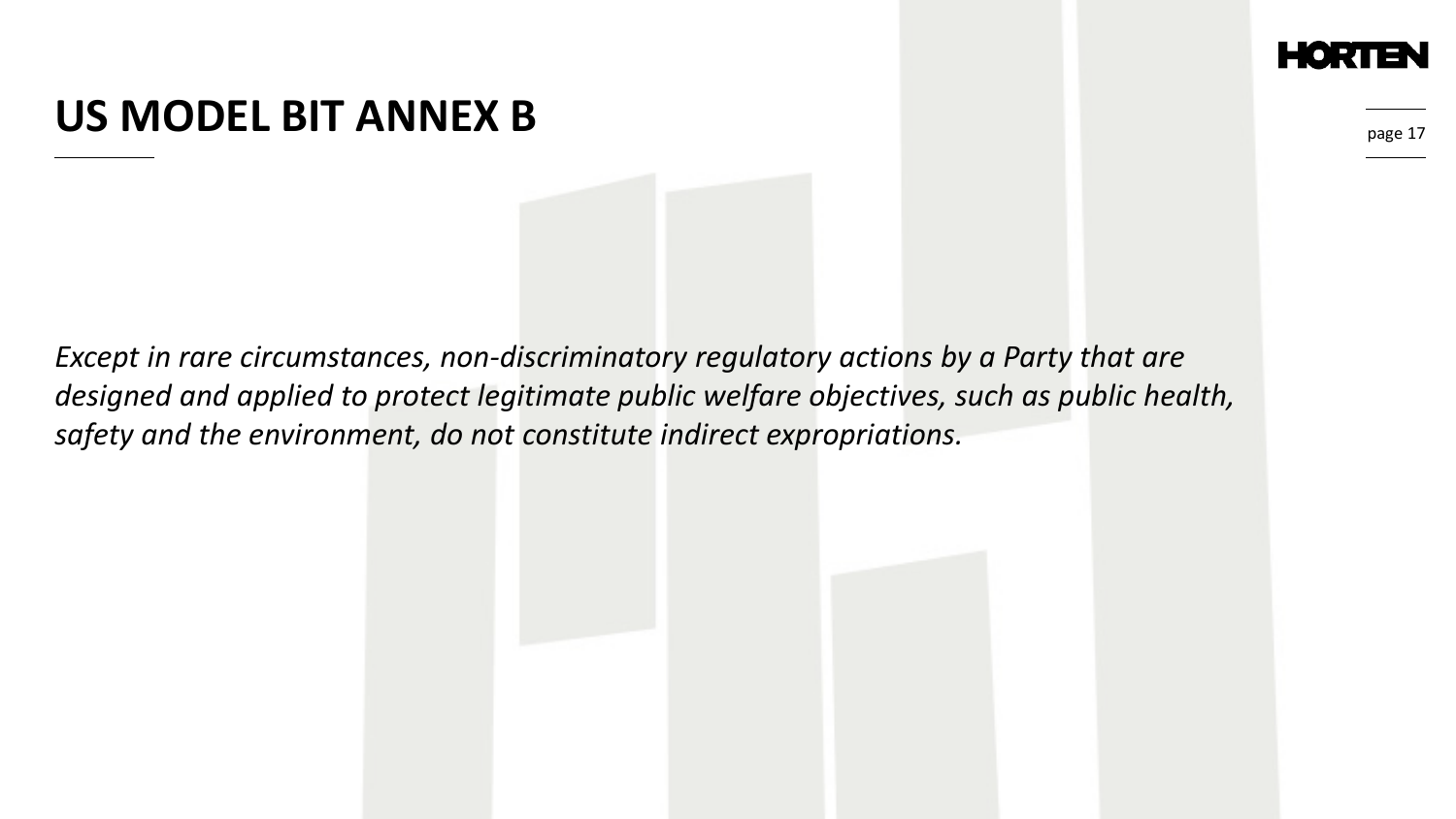# US MODEL BIT ANNEX B

*Except in rare circumstances, non-discriminatory regulatory actions by a Party that are designed and applied to protect legitimate public welfare objectives, such as public health, safety and the environment, do not constitute indirect expropriations.*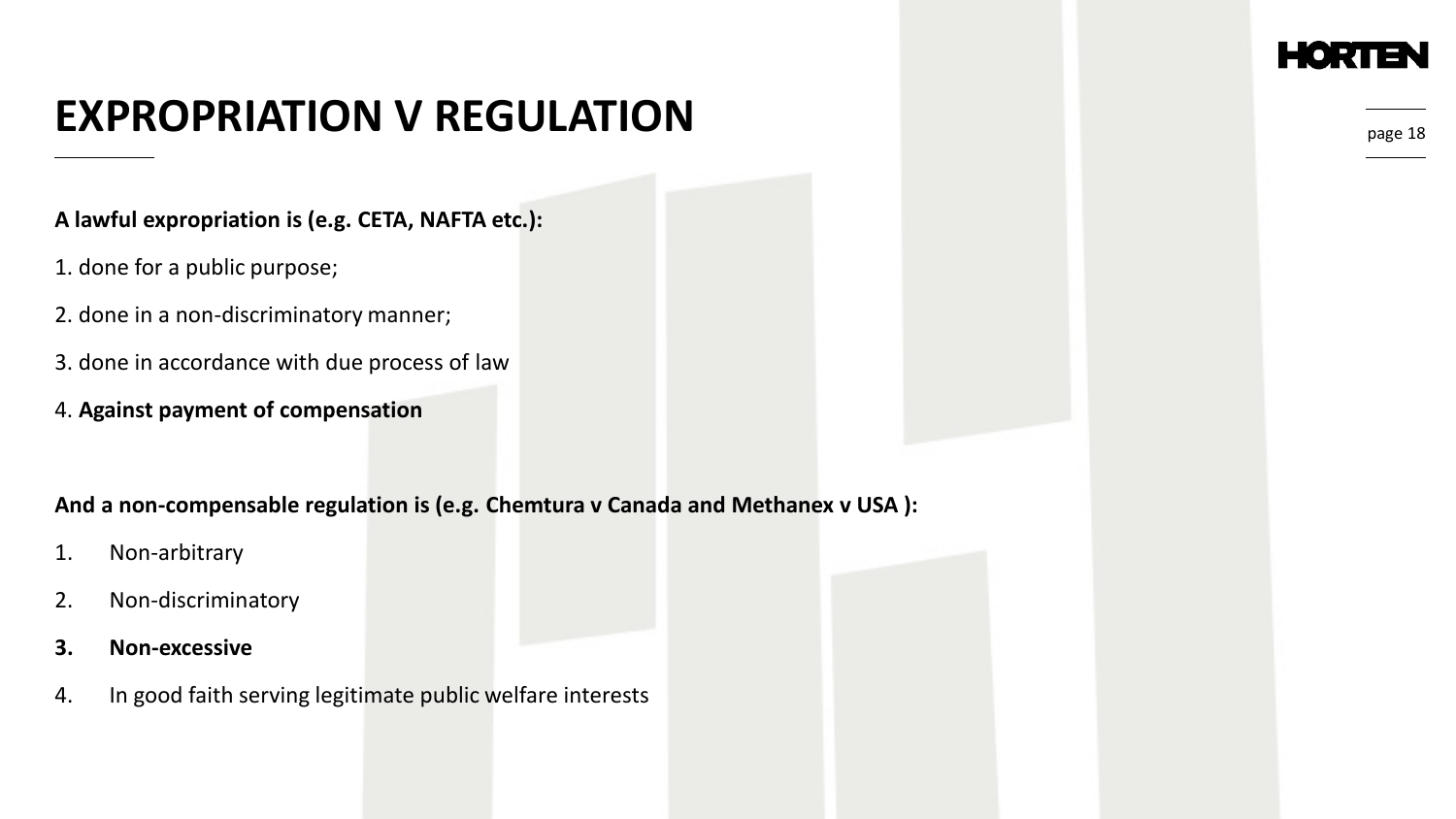# EXPROPRIATION V REGULATION

**A lawful expropriation is (e.g. CETA, NAFTA etc.):**

1. done for a public purpose;
2. done in a non-discriminatory manner;
3. done in accordance with due process of law
4. **Against payment of compensation**

**And a non-compensable regulation is (e.g. Chemtura v Canada and Methanex v USA ):**

1. Non-arbitrary
2. Non-discriminatory
3. **Non-excessive**
4. In good faith serving legitimate public welfare interests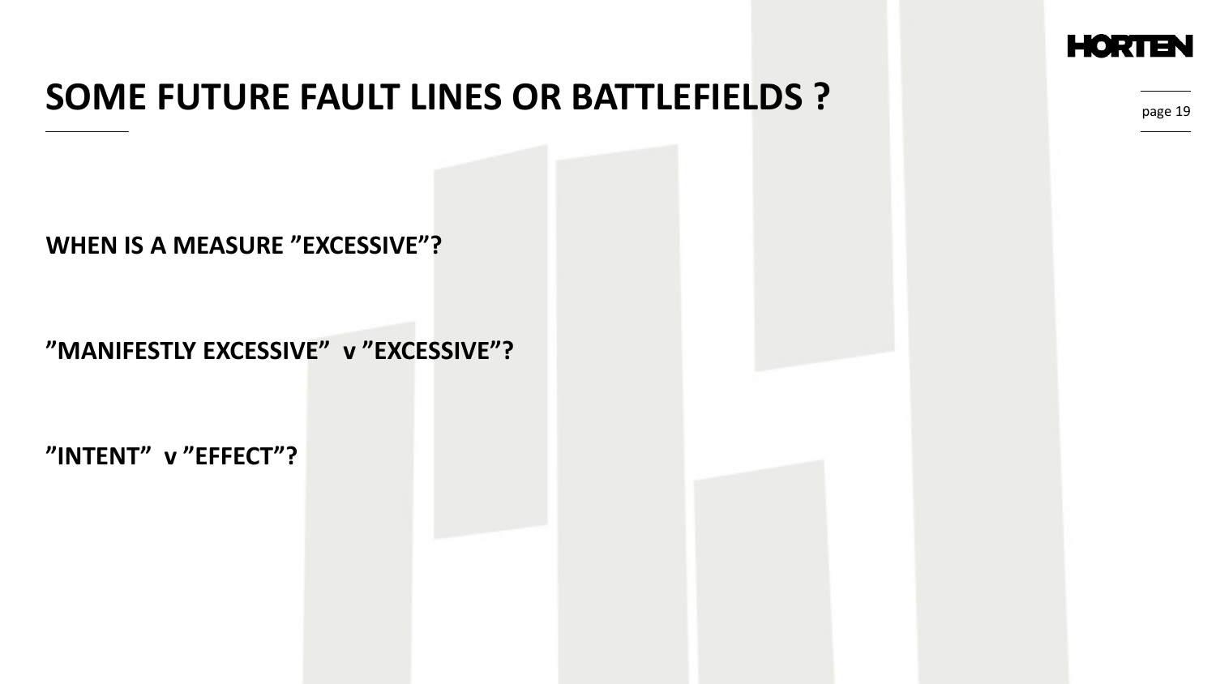# SOME FUTURE FAULT LINES OR BATTLEFIELDS ?

**WHEN IS A MEASURE ”EXCESSIVE”?**

**”MANIFESTLY EXCESSIVE” v ”EXCESSIVE”?**

**”INTENT” v ”EFFECT”?**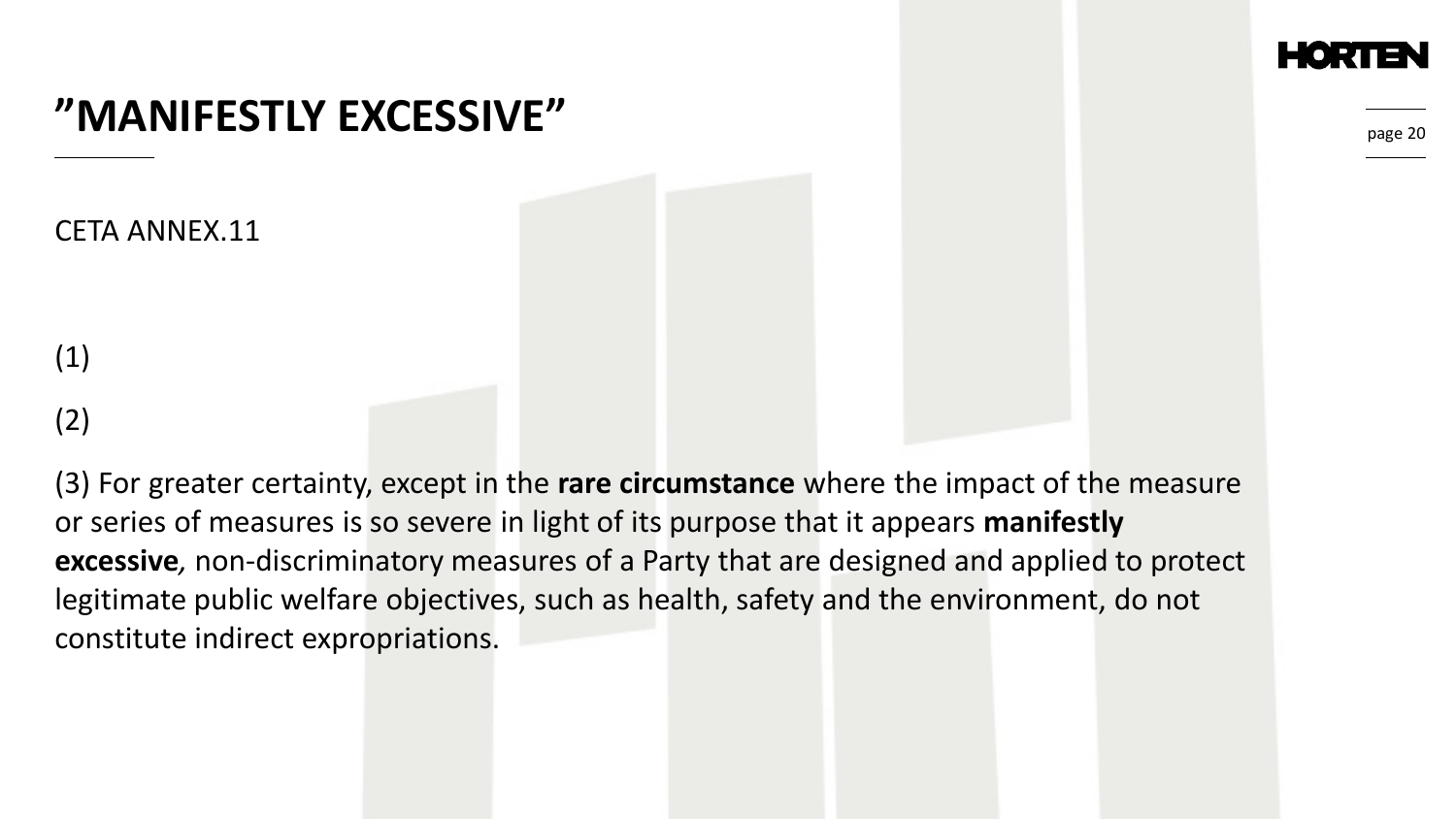# ”MANIFESTLY EXCESSIVE”

CETA ANNEX.11

(1)

(2)

(3) For greater certainty, except in the **rare circumstance** where the impact of the measure or series of measures is so severe in light of its purpose that it appears **manifestly excessive***,* non-discriminatory measures of a Party that are designed and applied to protect legitimate public welfare objectives, such as health, safety and the environment, do not constitute indirect expropriations.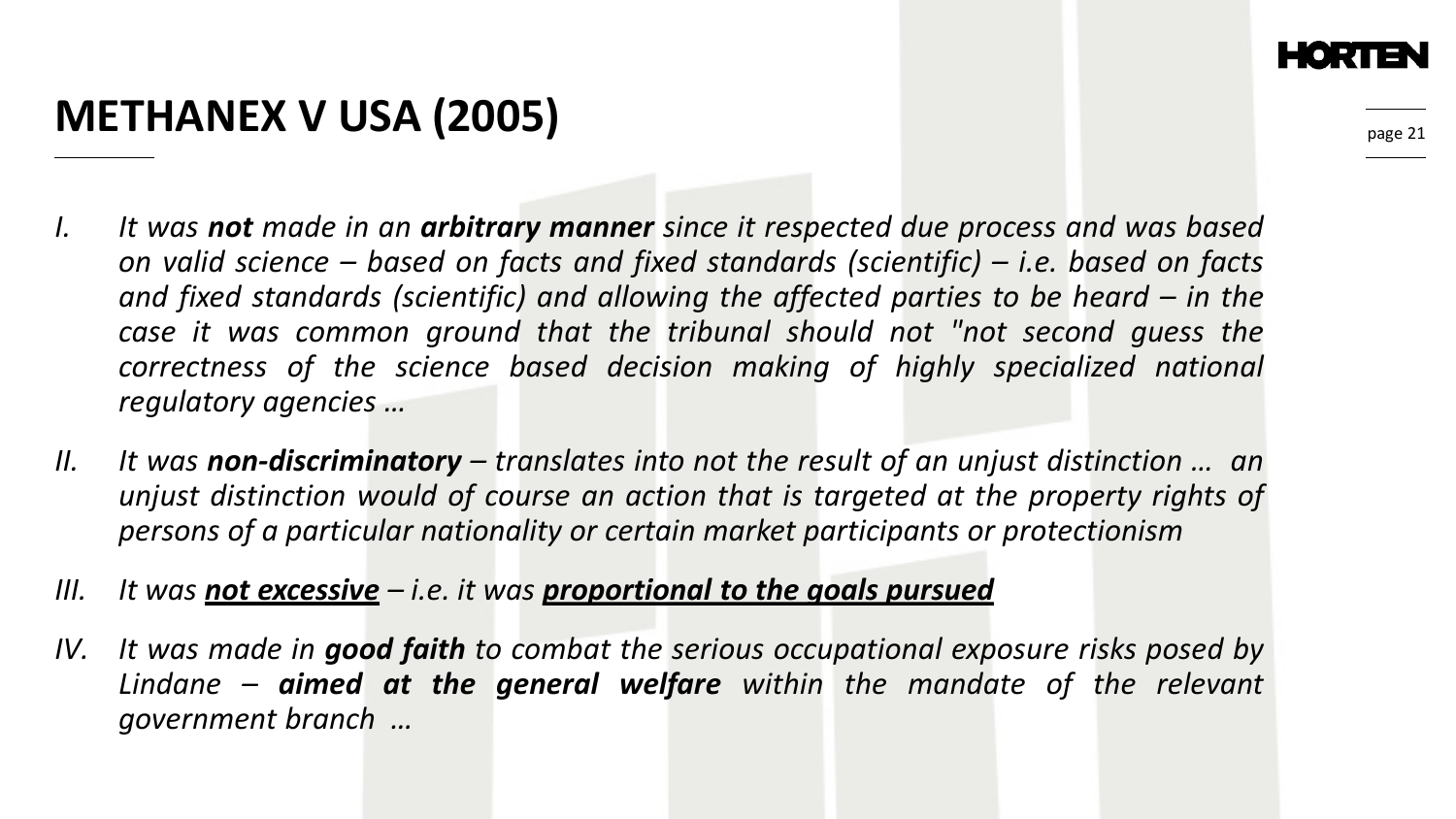# METHANEX V USA (2005)

I. *It was **not** made in an **arbitrary manner** since it respected due process and was based on valid science – based on facts and fixed standards (scientific) – i.e. based on facts and fixed standards (scientific) and allowing the affected parties to be heard – in the case it was common ground that the tribunal should not "not second guess the correctness of the science based decision making of highly specialized national regulatory agencies …*

II. *It was **non-discriminatory** – translates into not the result of an unjust distinction … an unjust distinction would of course an action that is targeted at the property rights of persons of a particular nationality or certain market participants or protectionism*

III. *It was <u>**not excessive**</u> – i.e. it was <u>**proportional to the goals pursued**</u>*

IV. *It was made in **good faith** to combat the serious occupational exposure risks posed by Lindane – **aimed at the general welfare** within the mandate of the relevant government branch …*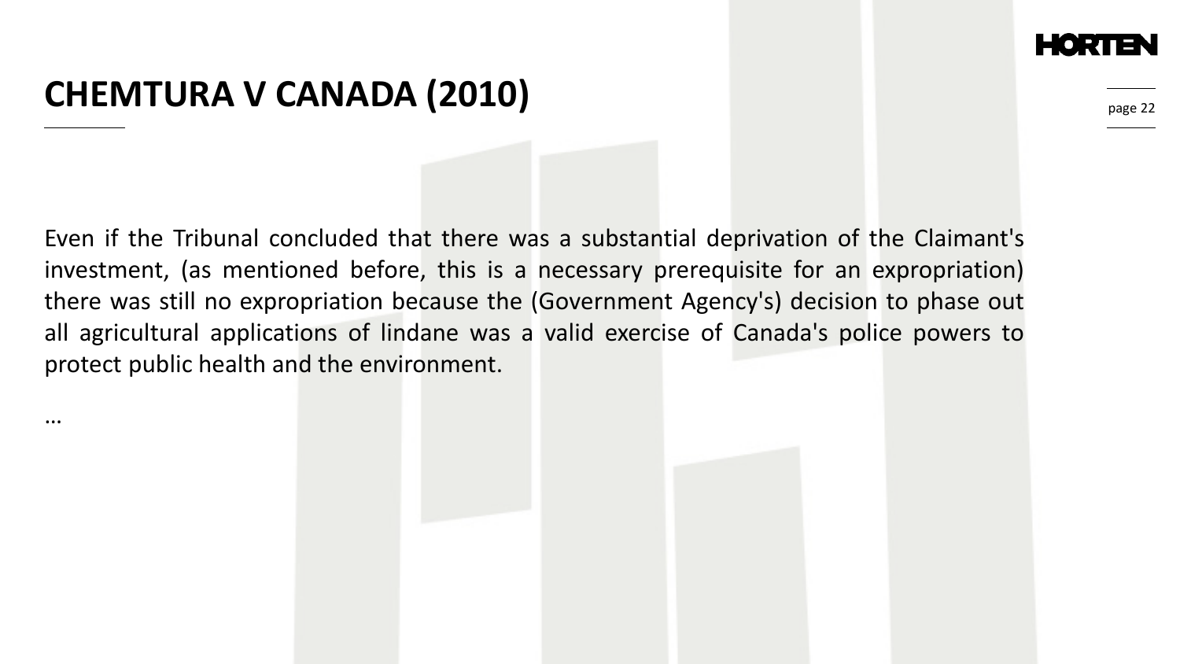# CHEMTURA V CANADA (2010)

Even if the Tribunal concluded that there was a substantial deprivation of the Claimant's investment, (as mentioned before, this is a necessary prerequisite for an expropriation) there was still no expropriation because the (Government Agency's) decision to phase out all agricultural applications of lindane was a valid exercise of Canada's police powers to protect public health and the environment.

…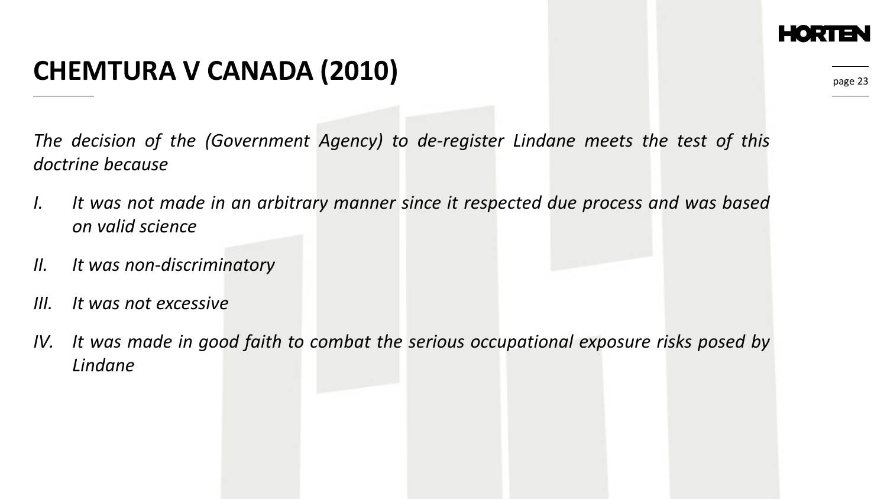# CHEMTURA V CANADA (2010)

*The decision of the (Government Agency) to de-register Lindane meets the test of this doctrine because*

*I. It was not made in an arbitrary manner since it respected due process and was based on valid science*

*II. It was non-discriminatory*

*III. It was not excessive*

*IV. It was made in good faith to combat the serious occupational exposure risks posed by Lindane*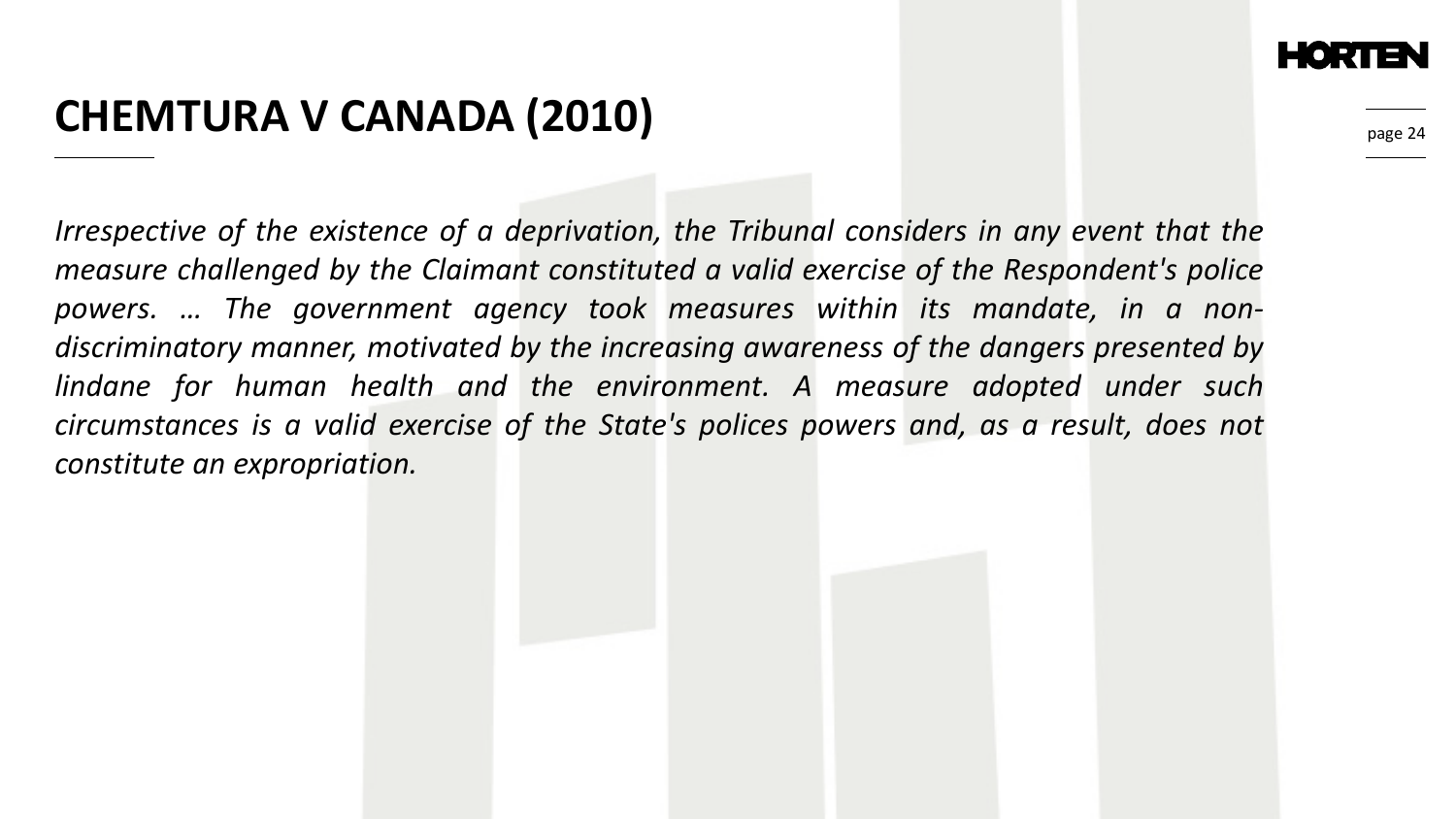# CHEMTURA V CANADA (2010)

*Irrespective of the existence of a deprivation, the Tribunal considers in any event that the measure challenged by the Claimant constituted a valid exercise of the Respondent's police powers. … The government agency took measures within its mandate, in a non-discriminatory manner, motivated by the increasing awareness of the dangers presented by lindane for human health and the environment. A measure adopted under such circumstances is a valid exercise of the State's polices powers and, as a result, does not constitute an expropriation.*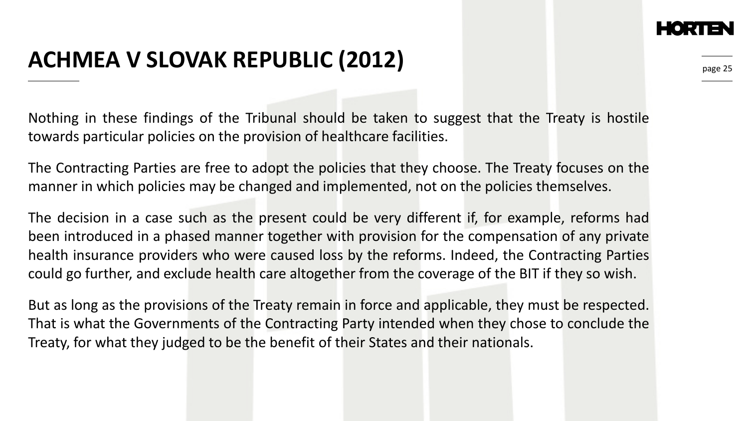# ACHMEA V SLOVAK REPUBLIC (2012)

Nothing in these findings of the Tribunal should be taken to suggest that the Treaty is hostile towards particular policies on the provision of healthcare facilities.

The Contracting Parties are free to adopt the policies that they choose. The Treaty focuses on the manner in which policies may be changed and implemented, not on the policies themselves.

The decision in a case such as the present could be very different if, for example, reforms had been introduced in a phased manner together with provision for the compensation of any private health insurance providers who were caused loss by the reforms. Indeed, the Contracting Parties could go further, and exclude health care altogether from the coverage of the BIT if they so wish.

But as long as the provisions of the Treaty remain in force and applicable, they must be respected. That is what the Governments of the Contracting Party intended when they chose to conclude the Treaty, for what they judged to be the benefit of their States and their nationals.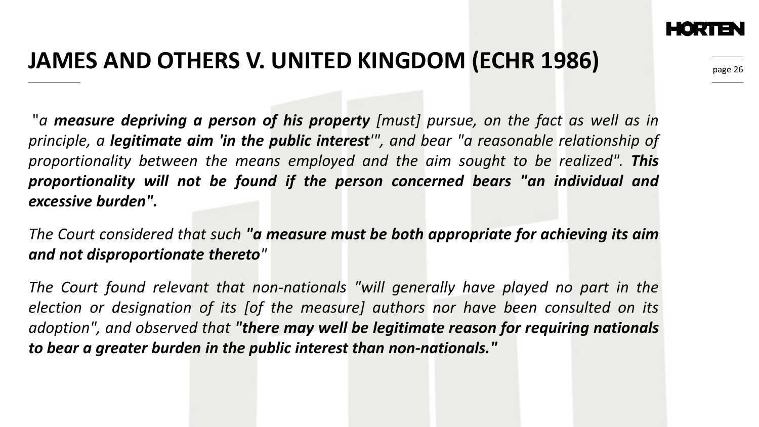# JAMES AND OTHERS V. UNITED KINGDOM (ECHR 1986)

*"a **measure depriving a person of his property** [must] pursue, on the fact as well as in principle, a **legitimate aim 'in the public interest'**", and bear "a reasonable relationship of proportionality between the means employed and the aim sought to be realized". **This proportionality will not be found if the person concerned bears "an individual and excessive burden".***

*The Court considered that such **"a measure must be both appropriate for achieving its aim and not disproportionate thereto**"*

*The Court found relevant that non-nationals "will generally have played no part in the election or designation of its [of the measure] authors nor have been consulted on its adoption", and observed that **"there may well be legitimate reason for requiring nationals to bear a greater burden in the public interest than non-nationals."***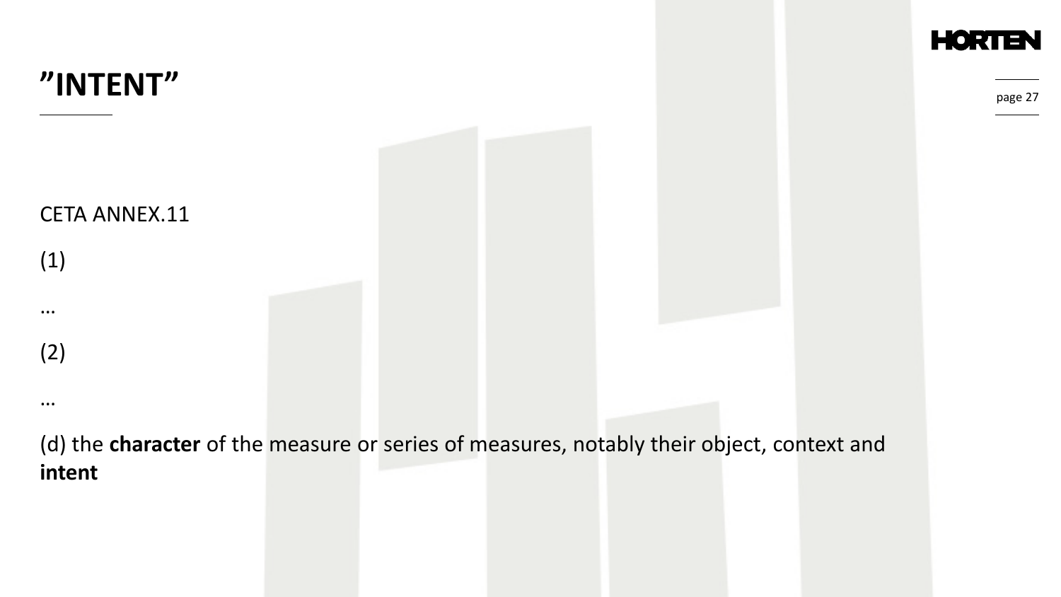# ”INTENT”

CETA ANNEX.11

(1)

…

(2)

…

(d) the **character** of the measure or series of measures, notably their object, context and **intent**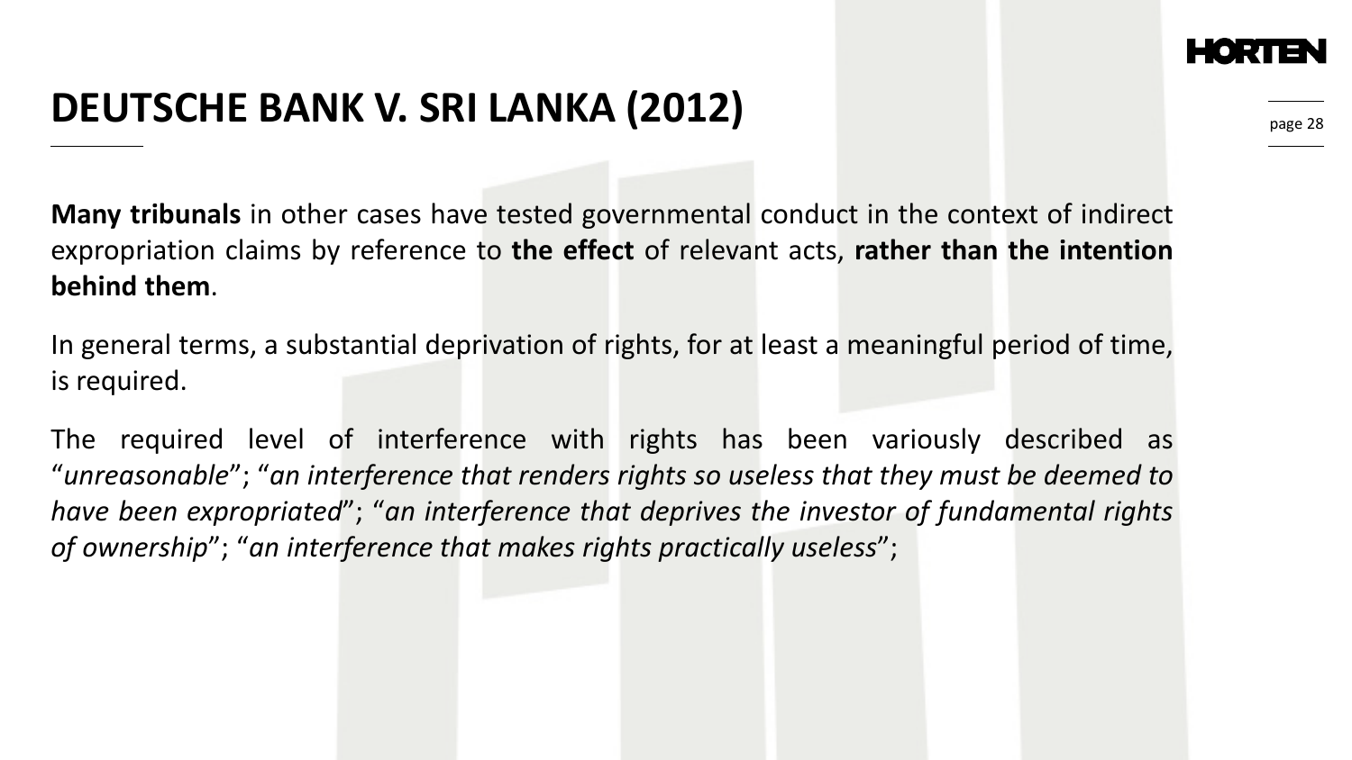# DEUTSCHE BANK V. SRI LANKA (2012)

**Many tribunals** in other cases have tested governmental conduct in the context of indirect expropriation claims by reference to **the effect** of relevant acts, **rather than the intention behind them**.

In general terms, a substantial deprivation of rights, for at least a meaningful period of time, is required.

The required level of interference with rights has been variously described as "*unreasonable*"; "*an interference that renders rights so useless that they must be deemed to have been expropriated*"; "*an interference that deprives the investor of fundamental rights of ownership*"; "*an interference that makes rights practically useless*";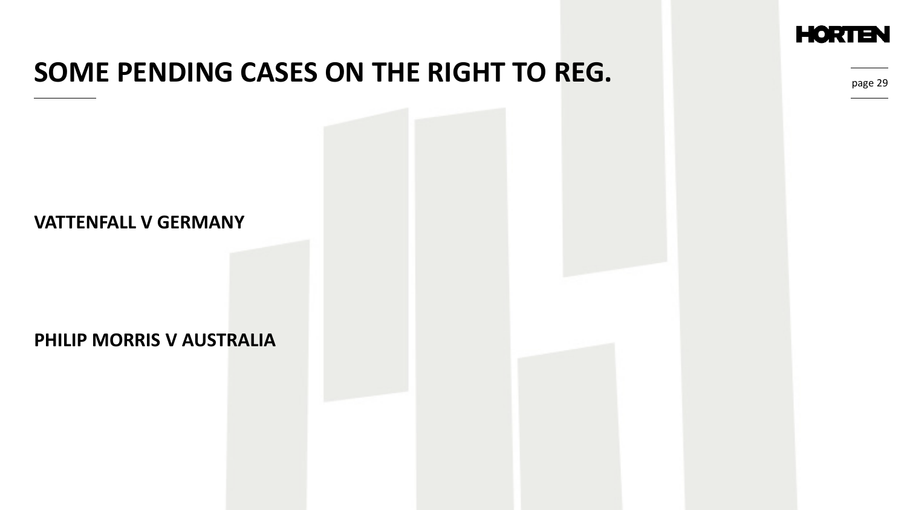# SOME PENDING CASES ON THE RIGHT TO REG.

**VATTENFALL V GERMANY**

**PHILIP MORRIS V AUSTRALIA**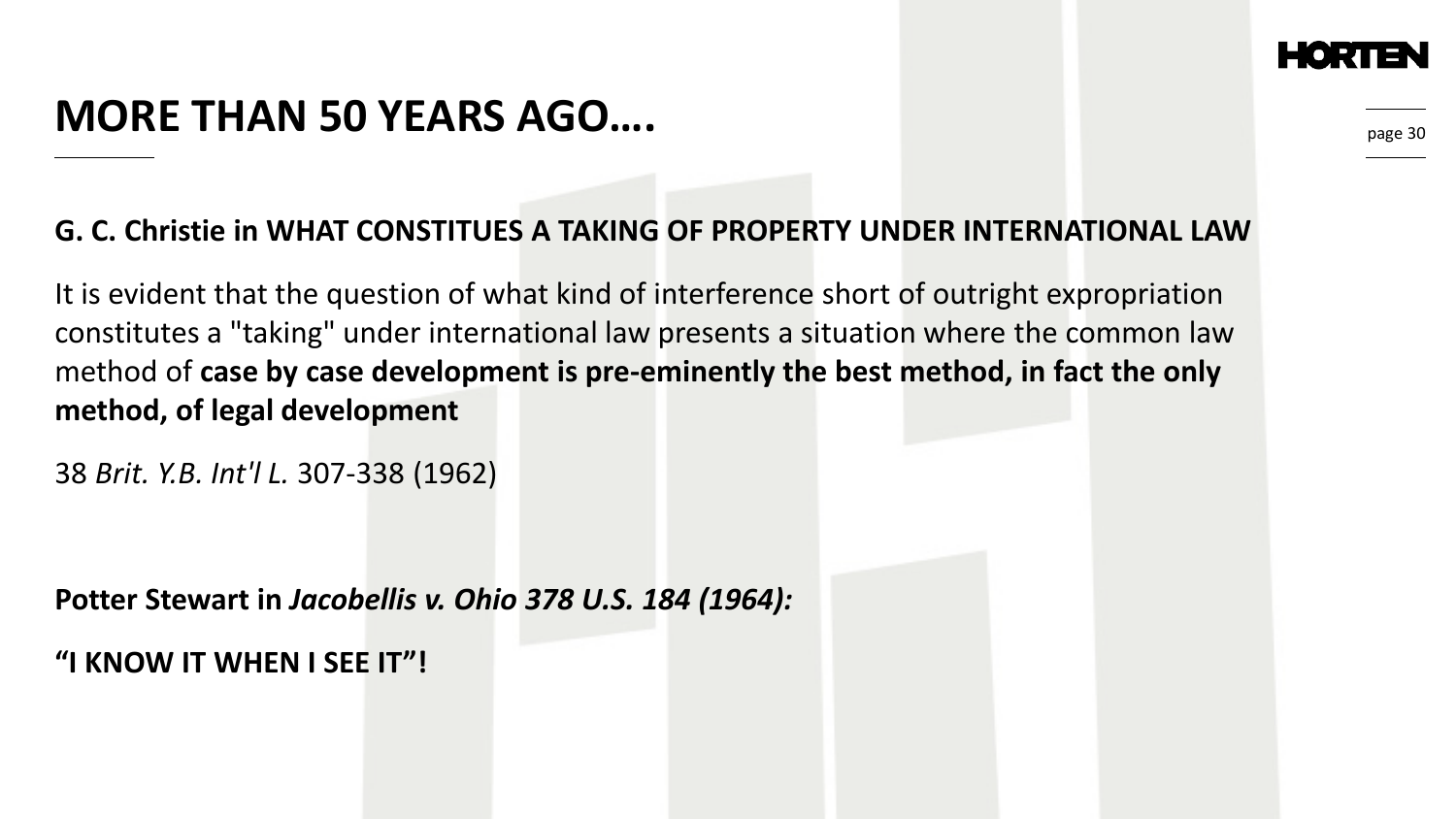# MORE THAN 50 YEARS AGO….

**G. C. Christie in WHAT CONSTITUES A TAKING OF PROPERTY UNDER INTERNATIONAL LAW**

It is evident that the question of what kind of interference short of outright expropriation constitutes a "taking" under international law presents a situation where the common law method of **case by case development is pre-eminently the best method, in fact the only method, of legal development**

38 *Brit. Y.B. Int'l L.* 307-338 (1962)

**Potter Stewart in** ***Jacobellis v. Ohio 378 U.S. 184 (1964):***

**"I KNOW IT WHEN I SEE IT"!**